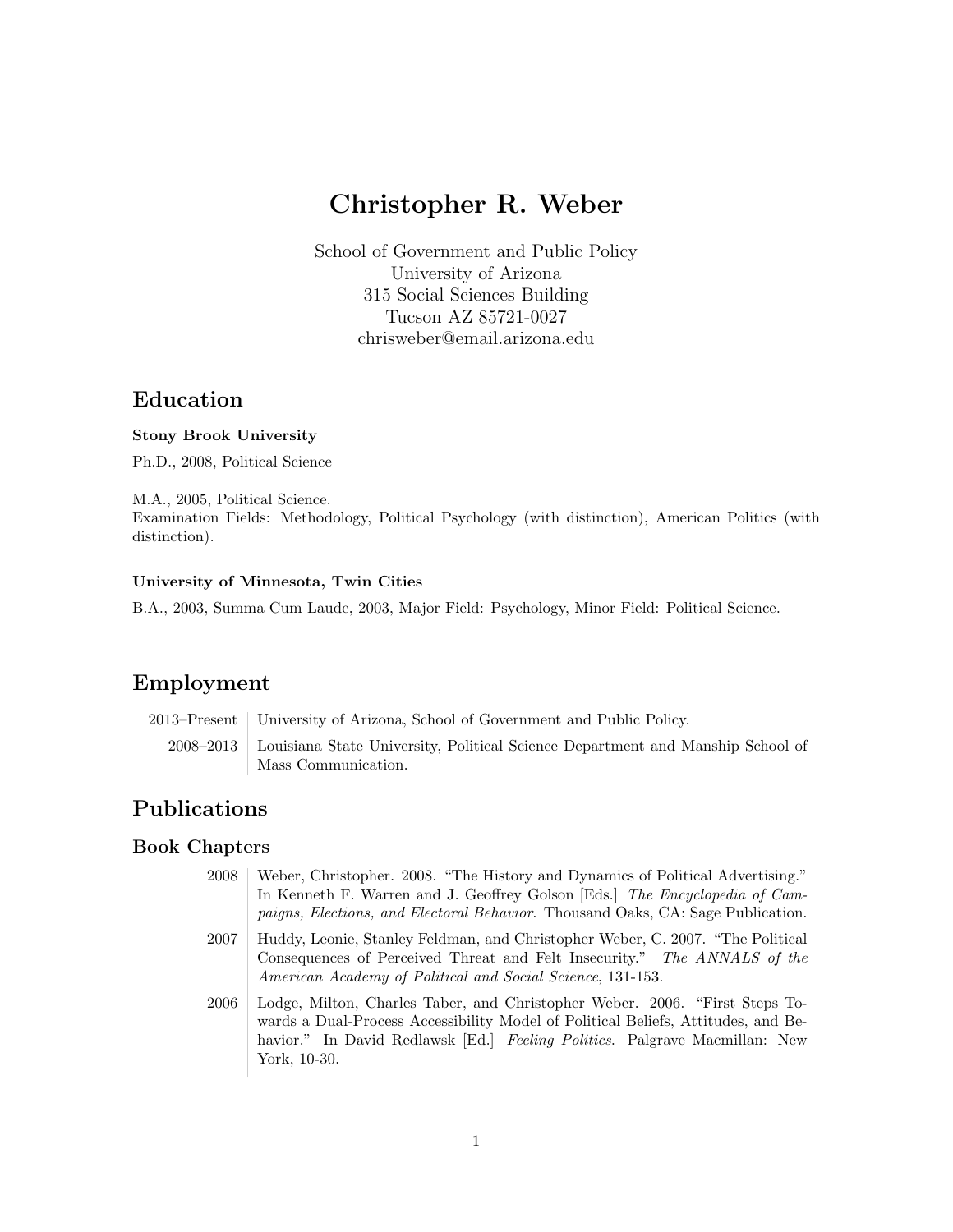# Christopher R. Weber

School of Government and Public Policy
University of Arizona
315 Social Sciences Building
Tucson AZ 85721-0027
chrisweber@email.arizona.edu

## Education

**Stony Brook University**

Ph.D., 2008, Political Science

M.A., 2005, Political Science.
Examination Fields: Methodology, Political Psychology (with distinction), American Politics (with distinction).

**University of Minnesota, Twin Cities**

B.A., 2003, Summa Cum Laude, 2003, Major Field: Psychology, Minor Field: Political Science.

## Employment

| | |
|---|---|
| 2013–Present | University of Arizona, School of Government and Public Policy. |
| 2008–2013 | Louisiana State University, Political Science Department and Manship School of Mass Communication. |

## Publications

### Book Chapters

| | |
|---|---|
| 2008 | Weber, Christopher. 2008. "The History and Dynamics of Political Advertising." In Kenneth F. Warren and J. Geoffrey Golson [Eds.] *The Encyclopedia of Campaigns, Elections, and Electoral Behavior*. Thousand Oaks, CA: Sage Publication. |
| 2007 | Huddy, Leonie, Stanley Feldman, and Christopher Weber, C. 2007. "The Political Consequences of Perceived Threat and Felt Insecurity." *The ANNALS of the American Academy of Political and Social Science*, 131-153. |
| 2006 | Lodge, Milton, Charles Taber, and Christopher Weber. 2006. "First Steps Towards a Dual-Process Accessibility Model of Political Beliefs, Attitudes, and Behavior." In David Redlawsk [Ed.] *Feeling Politics*. Palgrave Macmillan: New York, 10-30. |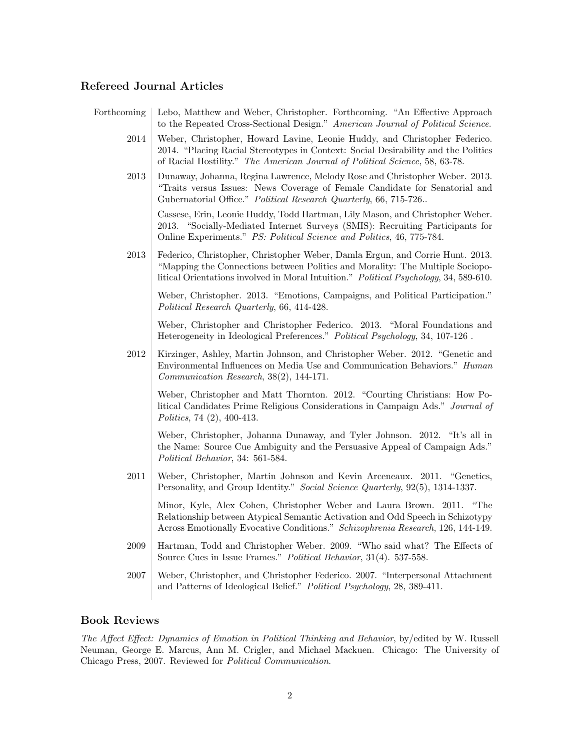## Refereed Journal Articles

**Forthcoming** Lebo, Matthew and Weber, Christopher. Forthcoming. "An Effective Approach to the Repeated Cross-Sectional Design." *American Journal of Political Science*.

**2014** Weber, Christopher, Howard Lavine, Leonie Huddy, and Christopher Federico. 2014. "Placing Racial Stereotypes in Context: Social Desirability and the Politics of Racial Hostility." *The American Journal of Political Science*, 58, 63-78.

**2013** Dunaway, Johanna, Regina Lawrence, Melody Rose and Christopher Weber. 2013. "Traits versus Issues: News Coverage of Female Candidate for Senatorial and Gubernatorial Office." *Political Research Quarterly*, 66, 715-726..

Cassese, Erin, Leonie Huddy, Todd Hartman, Lily Mason, and Christopher Weber. 2013. "Socially-Mediated Internet Surveys (SMIS): Recruiting Participants for Online Experiments." *PS: Political Science and Politics*, 46, 775-784.

**2013** Federico, Christopher, Christopher Weber, Damla Ergun, and Corrie Hunt. 2013. "Mapping the Connections between Politics and Morality: The Multiple Sociopolitical Orientations involved in Moral Intuition." *Political Psychology*, 34, 589-610.

Weber, Christopher. 2013. "Emotions, Campaigns, and Political Participation." *Political Research Quarterly*, 66, 414-428.

Weber, Christopher and Christopher Federico. 2013. "Moral Foundations and Heterogeneity in Ideological Preferences." *Political Psychology*, 34, 107-126 .

**2012** Kirzinger, Ashley, Martin Johnson, and Christopher Weber. 2012. "Genetic and Environmental Influences on Media Use and Communication Behaviors." *Human Communication Research*, 38(2), 144-171.

Weber, Christopher and Matt Thornton. 2012. "Courting Christians: How Political Candidates Prime Religious Considerations in Campaign Ads." *Journal of Politics*, 74 (2), 400-413.

Weber, Christopher, Johanna Dunaway, and Tyler Johnson. 2012. "It's all in the Name: Source Cue Ambiguity and the Persuasive Appeal of Campaign Ads." *Political Behavior*, 34: 561-584.

**2011** Weber, Christopher, Martin Johnson and Kevin Arceneaux. 2011. "Genetics, Personality, and Group Identity." *Social Science Quarterly*, 92(5), 1314-1337.

Minor, Kyle, Alex Cohen, Christopher Weber and Laura Brown. 2011. "The Relationship between Atypical Semantic Activation and Odd Speech in Schizotypy Across Emotionally Evocative Conditions." *Schizophrenia Research*, 126, 144-149.

**2009** Hartman, Todd and Christopher Weber. 2009. "Who said what? The Effects of Source Cues in Issue Frames." *Political Behavior*, 31(4). 537-558.

**2007** Weber, Christopher, and Christopher Federico. 2007. "Interpersonal Attachment and Patterns of Ideological Belief." *Political Psychology*, 28, 389-411.

## Book Reviews

*The Affect Effect: Dynamics of Emotion in Political Thinking and Behavior*, by/edited by W. Russell Neuman, George E. Marcus, Ann M. Crigler, and Michael Mackuen. Chicago: The University of Chicago Press, 2007. Reviewed for *Political Communication*.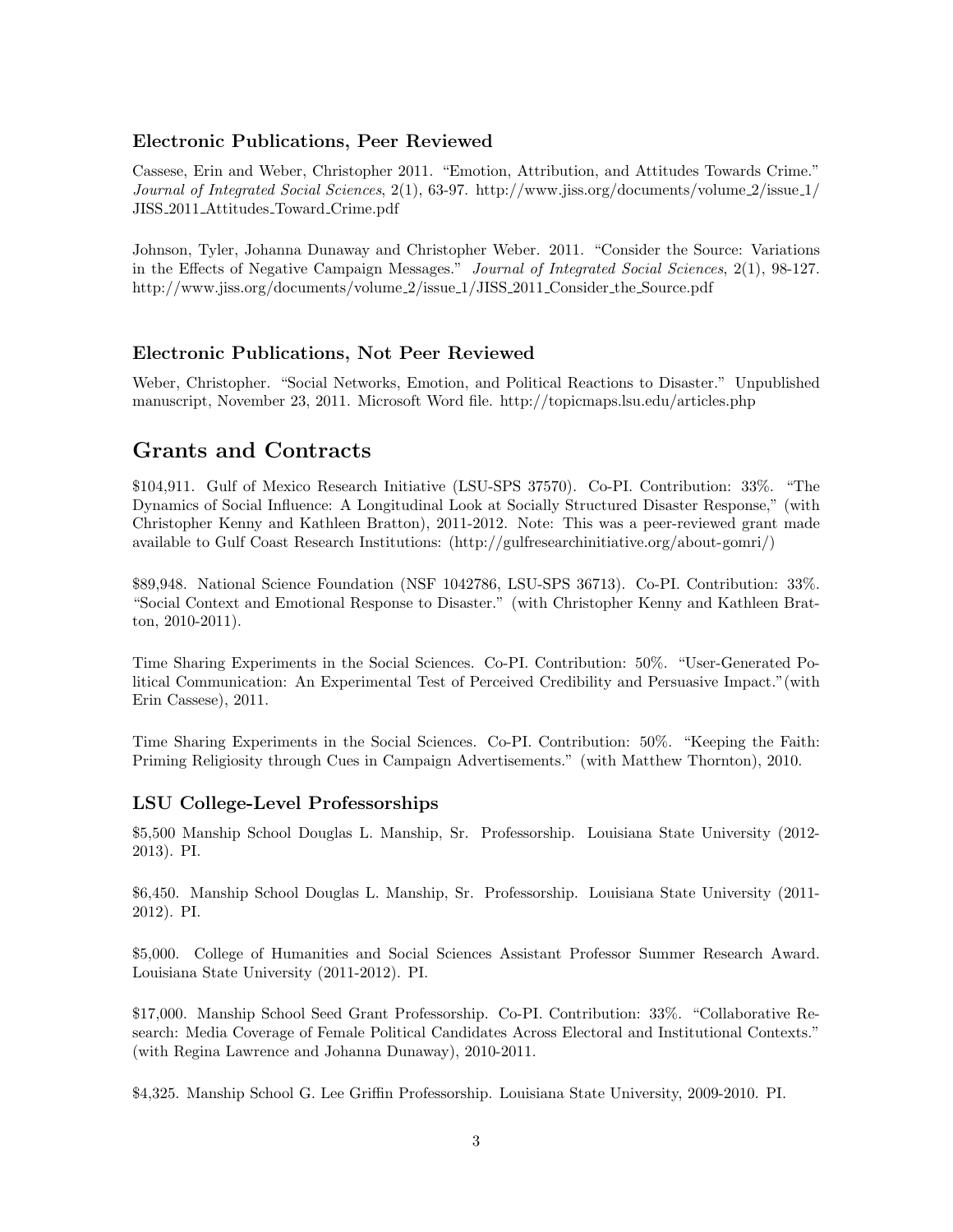### Electronic Publications, Peer Reviewed

Cassese, Erin and Weber, Christopher 2011. "Emotion, Attribution, and Attitudes Towards Crime." *Journal of Integrated Social Sciences*, 2(1), 63-97. http://www.jiss.org/documents/volume_2/issue_1/JISS_2011_Attitudes_Toward_Crime.pdf

Johnson, Tyler, Johanna Dunaway and Christopher Weber. 2011. "Consider the Source: Variations in the Effects of Negative Campaign Messages." *Journal of Integrated Social Sciences*, 2(1), 98-127. http://www.jiss.org/documents/volume_2/issue_1/JISS_2011_Consider_the_Source.pdf

### Electronic Publications, Not Peer Reviewed

Weber, Christopher. "Social Networks, Emotion, and Political Reactions to Disaster." Unpublished manuscript, November 23, 2011. Microsoft Word file. http://topicmaps.lsu.edu/articles.php

## Grants and Contracts

$104,911. Gulf of Mexico Research Initiative (LSU-SPS 37570). Co-PI. Contribution: 33%. "The Dynamics of Social Influence: A Longitudinal Look at Socially Structured Disaster Response," (with Christopher Kenny and Kathleen Bratton), 2011-2012. Note: This was a peer-reviewed grant made available to Gulf Coast Research Institutions: (http://gulfresearchinitiative.org/about-gomri/)

$89,948. National Science Foundation (NSF 1042786, LSU-SPS 36713). Co-PI. Contribution: 33%. "Social Context and Emotional Response to Disaster." (with Christopher Kenny and Kathleen Bratton, 2010-2011).

Time Sharing Experiments in the Social Sciences. Co-PI. Contribution: 50%. "User-Generated Political Communication: An Experimental Test of Perceived Credibility and Persuasive Impact."(with Erin Cassese), 2011.

Time Sharing Experiments in the Social Sciences. Co-PI. Contribution: 50%. "Keeping the Faith: Priming Religiosity through Cues in Campaign Advertisements." (with Matthew Thornton), 2010.

### LSU College-Level Professorships

$5,500 Manship School Douglas L. Manship, Sr. Professorship. Louisiana State University (2012-2013). PI.

$6,450. Manship School Douglas L. Manship, Sr. Professorship. Louisiana State University (2011-2012). PI.

$5,000. College of Humanities and Social Sciences Assistant Professor Summer Research Award. Louisiana State University (2011-2012). PI.

$17,000. Manship School Seed Grant Professorship. Co-PI. Contribution: 33%. "Collaborative Research: Media Coverage of Female Political Candidates Across Electoral and Institutional Contexts." (with Regina Lawrence and Johanna Dunaway), 2010-2011.

$4,325. Manship School G. Lee Griffin Professorship. Louisiana State University, 2009-2010. PI.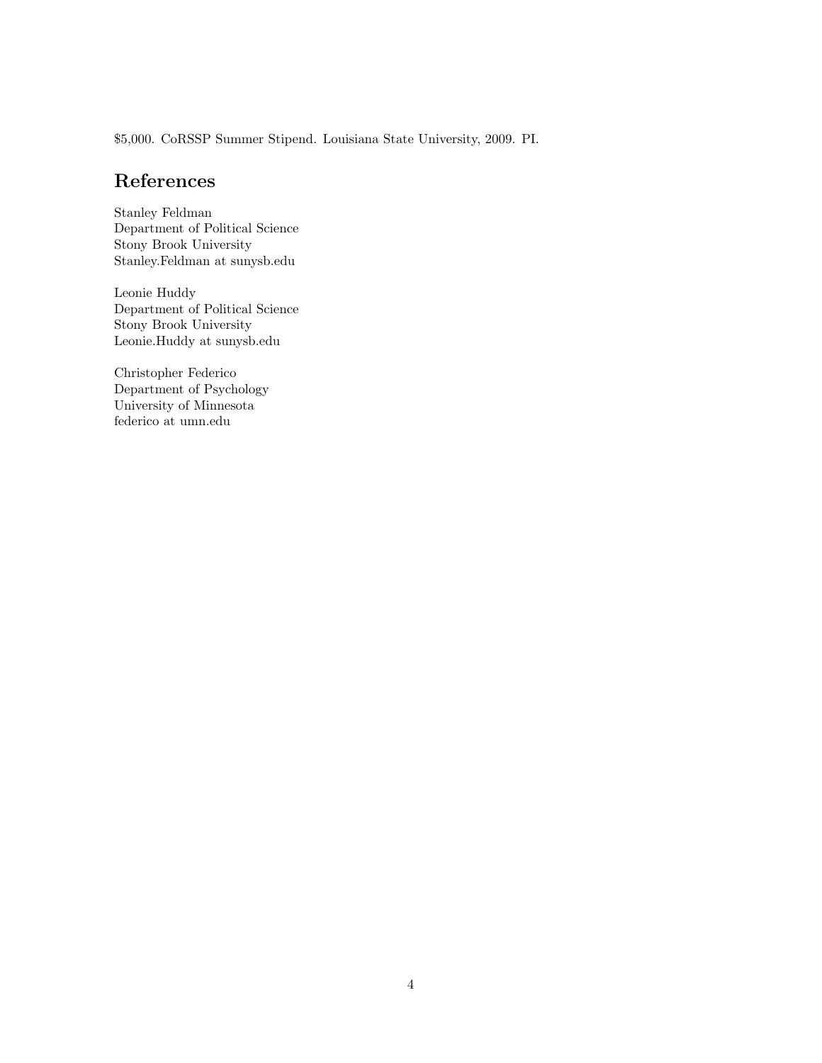$5,000. CoRSSP Summer Stipend. Louisiana State University, 2009. PI.

## References

Stanley Feldman
Department of Political Science
Stony Brook University
Stanley.Feldman at sunysb.edu

Leonie Huddy
Department of Political Science
Stony Brook University
Leonie.Huddy at sunysb.edu

Christopher Federico
Department of Psychology
University of Minnesota
federico at umn.edu